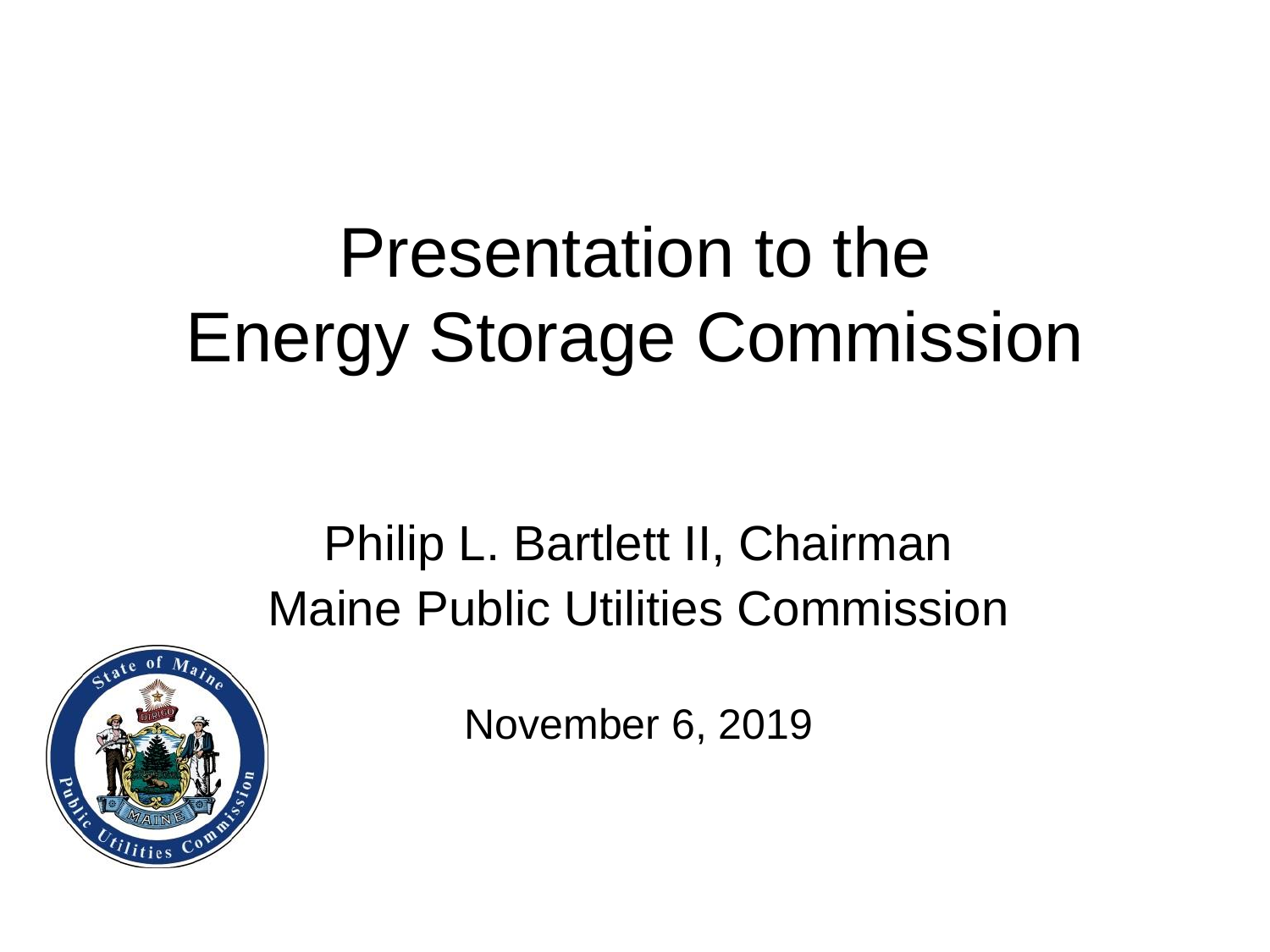# Presentation to the Energy Storage Commission

Philip L. Bartlett II, Chairman
Maine Public Utilities Commission

November 6, 2019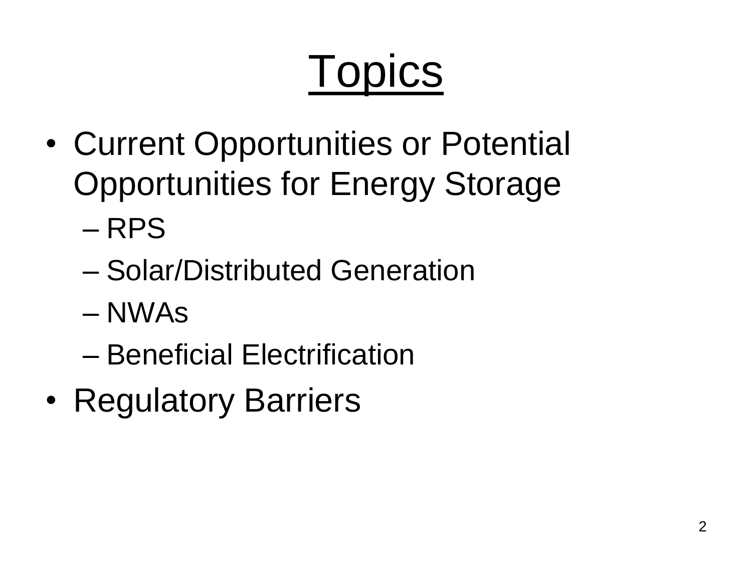# Topics

- Current Opportunities or Potential Opportunities for Energy Storage
  - RPS
  - Solar/Distributed Generation
  - NWAs
  - Beneficial Electrification
- Regulatory Barriers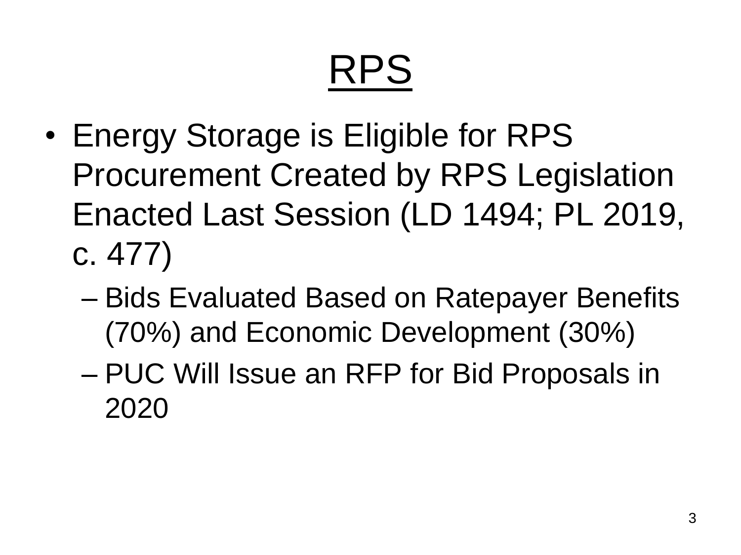# RPS

- Energy Storage is Eligible for RPS Procurement Created by RPS Legislation Enacted Last Session (LD 1494; PL 2019, c. 477)
  - Bids Evaluated Based on Ratepayer Benefits (70%) and Economic Development (30%)
  - PUC Will Issue an RFP for Bid Proposals in 2020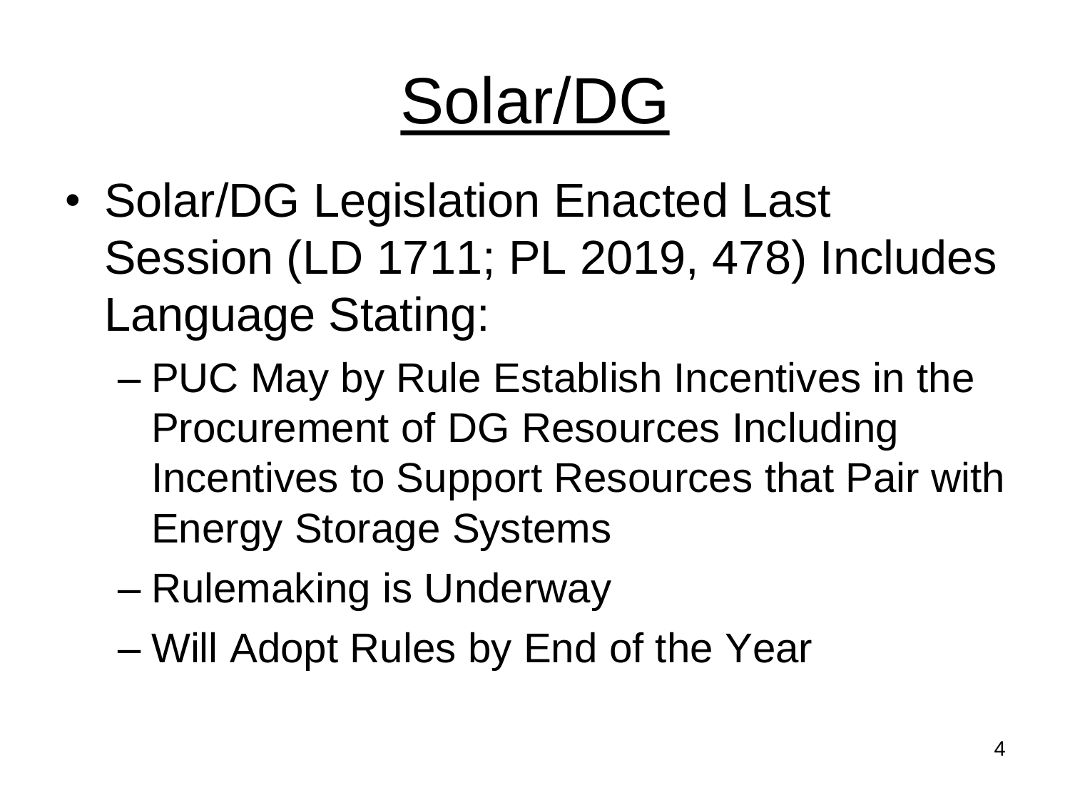# Solar/DG

- Solar/DG Legislation Enacted Last Session (LD 1711; PL 2019, 478) Includes Language Stating:
  - PUC May by Rule Establish Incentives in the Procurement of DG Resources Including Incentives to Support Resources that Pair with Energy Storage Systems
  - Rulemaking is Underway
  - Will Adopt Rules by End of the Year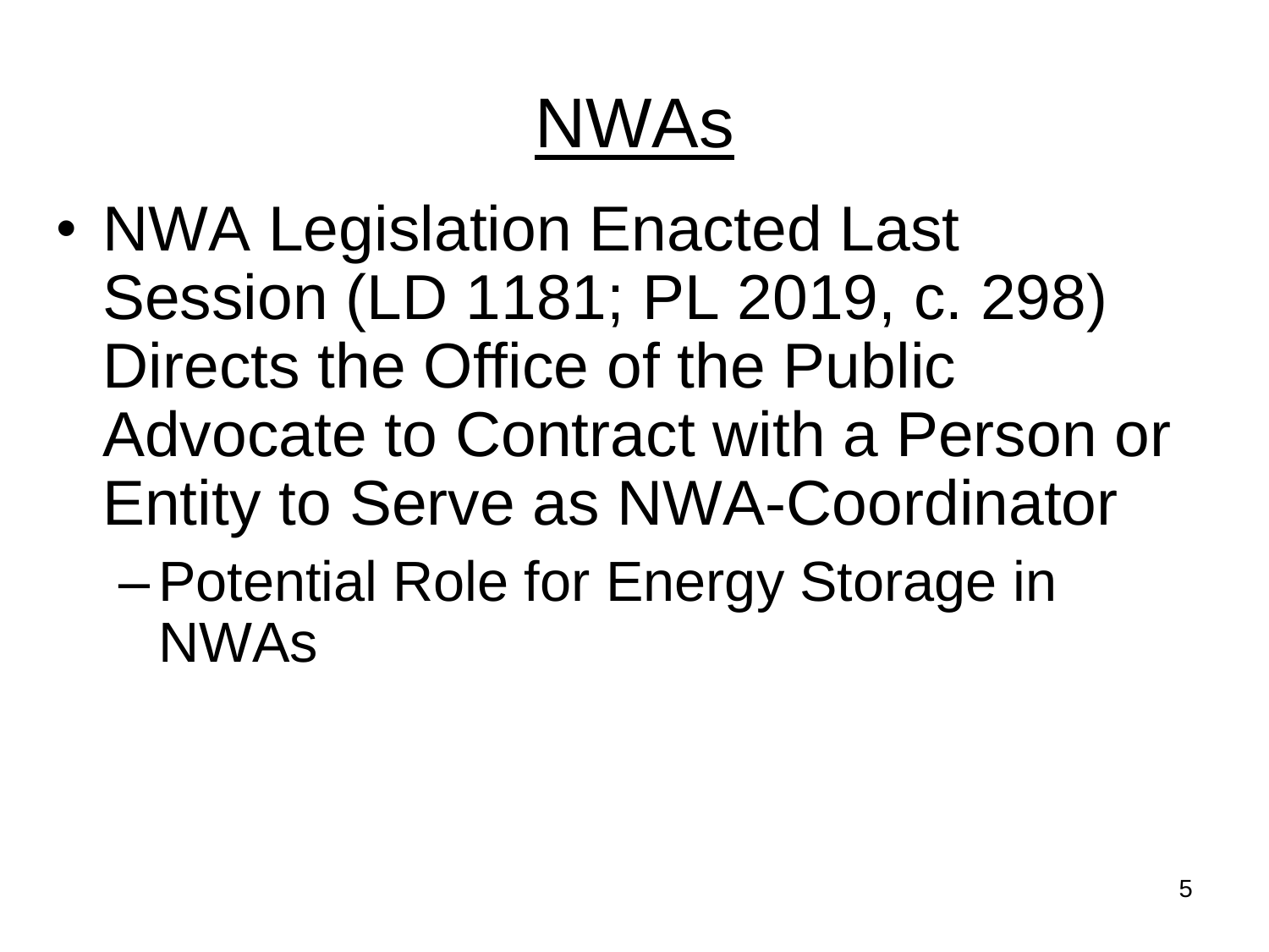# NWAs

- NWA Legislation Enacted Last Session (LD 1181; PL 2019, c. 298) Directs the Office of the Public Advocate to Contract with a Person or Entity to Serve as NWA-Coordinator
  - Potential Role for Energy Storage in NWAs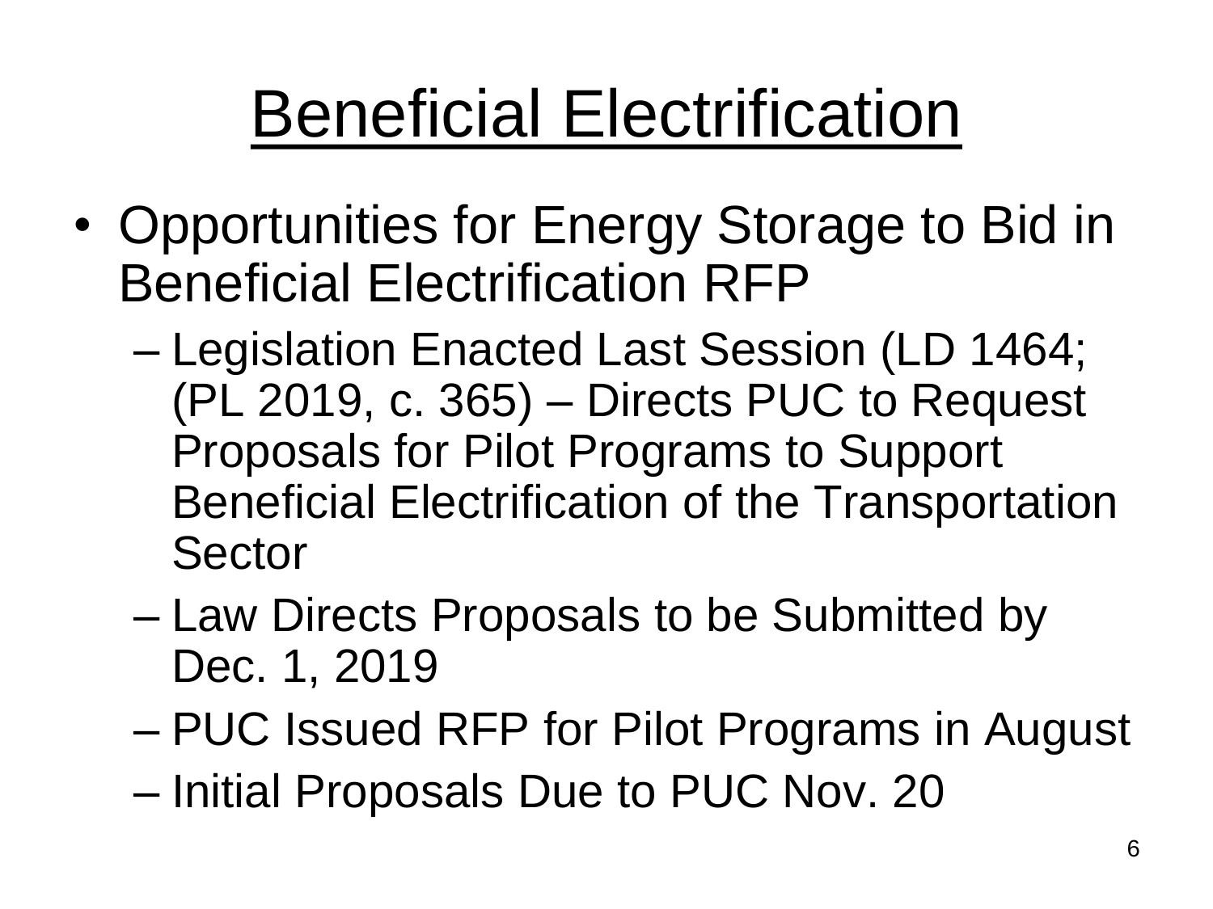# Beneficial Electrification

- Opportunities for Energy Storage to Bid in Beneficial Electrification RFP
  - Legislation Enacted Last Session (LD 1464; (PL 2019, c. 365) – Directs PUC to Request Proposals for Pilot Programs to Support Beneficial Electrification of the Transportation Sector
  - Law Directs Proposals to be Submitted by Dec. 1, 2019
  - PUC Issued RFP for Pilot Programs in August
  - Initial Proposals Due to PUC Nov. 20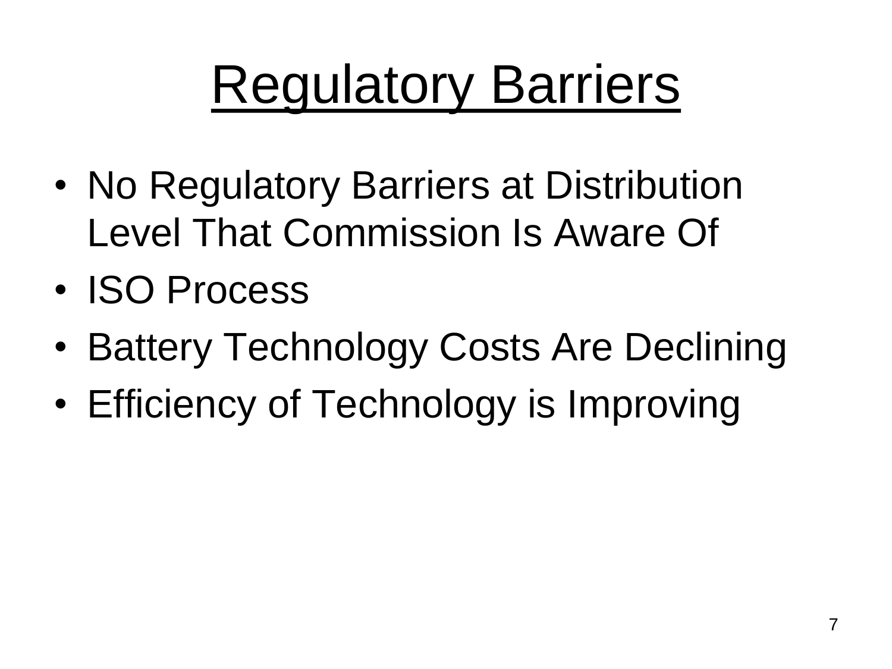# Regulatory Barriers

- No Regulatory Barriers at Distribution Level That Commission Is Aware Of
- ISO Process
- Battery Technology Costs Are Declining
- Efficiency of Technology is Improving